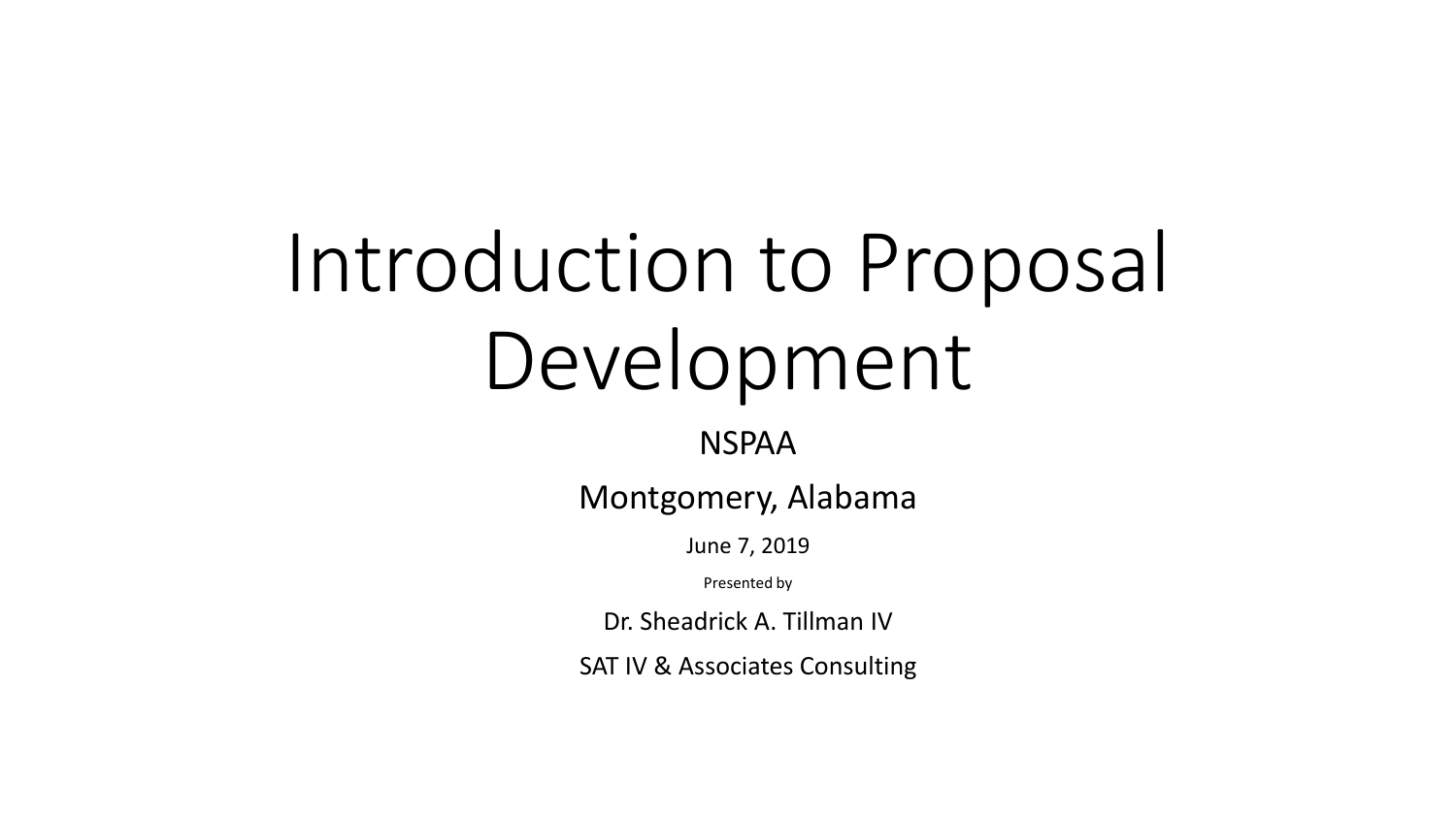# Introduction to Proposal Development

NSPAA

Montgomery, Alabama

June 7, 2019

Presented by

Dr. Sheadrick A. Tillman IV

SAT IV & Associates Consulting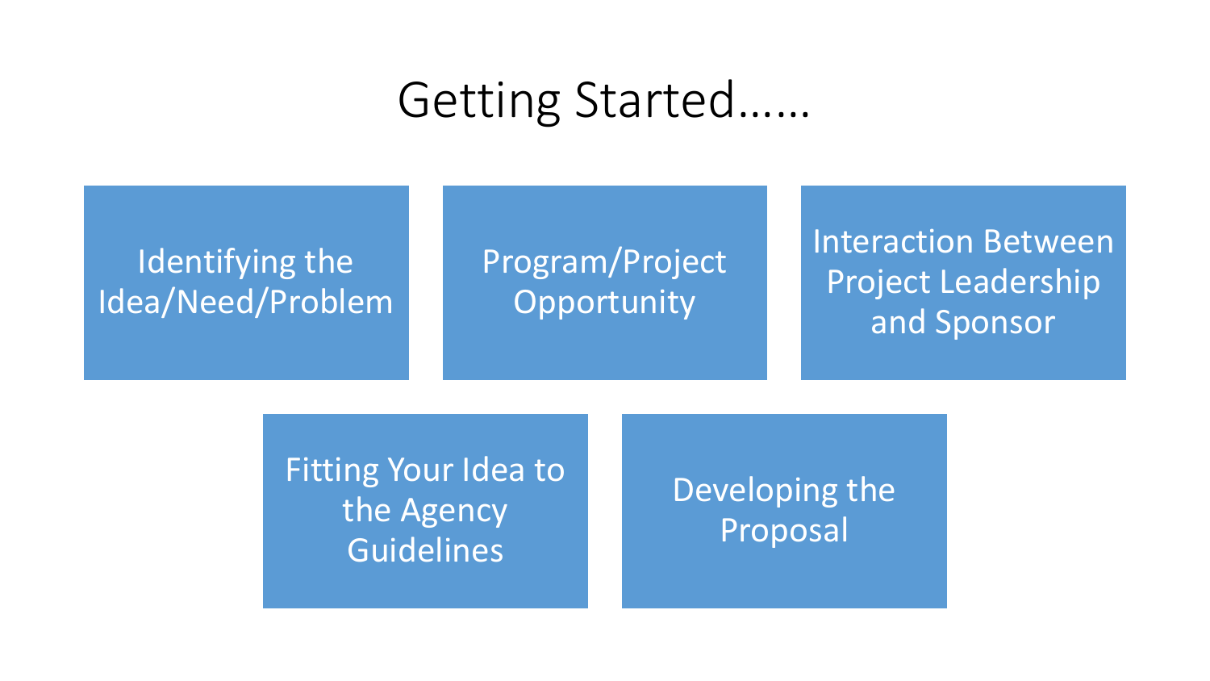# Getting Started……

- Identifying the Idea/Need/Problem
- Program/Project Opportunity
- Interaction Between Project Leadership and Sponsor
- Fitting Your Idea to the Agency Guidelines
- Developing the Proposal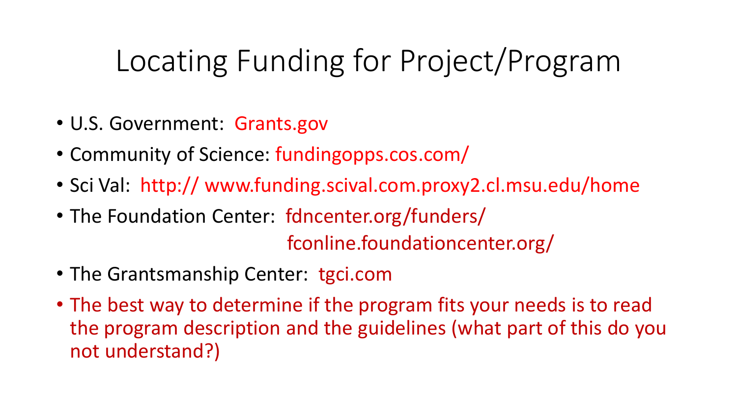# Locating Funding for Project/Program

- U.S. Government: Grants.gov
- Community of Science: fundingopps.cos.com/
- Sci Val: http:// www.funding.scival.com.proxy2.cl.msu.edu/home
- The Foundation Center: fdncenter.org/funders/
  fconline.foundationcenter.org/
- The Grantsmanship Center: tgci.com
- The best way to determine if the program fits your needs is to read the program description and the guidelines (what part of this do you not understand?)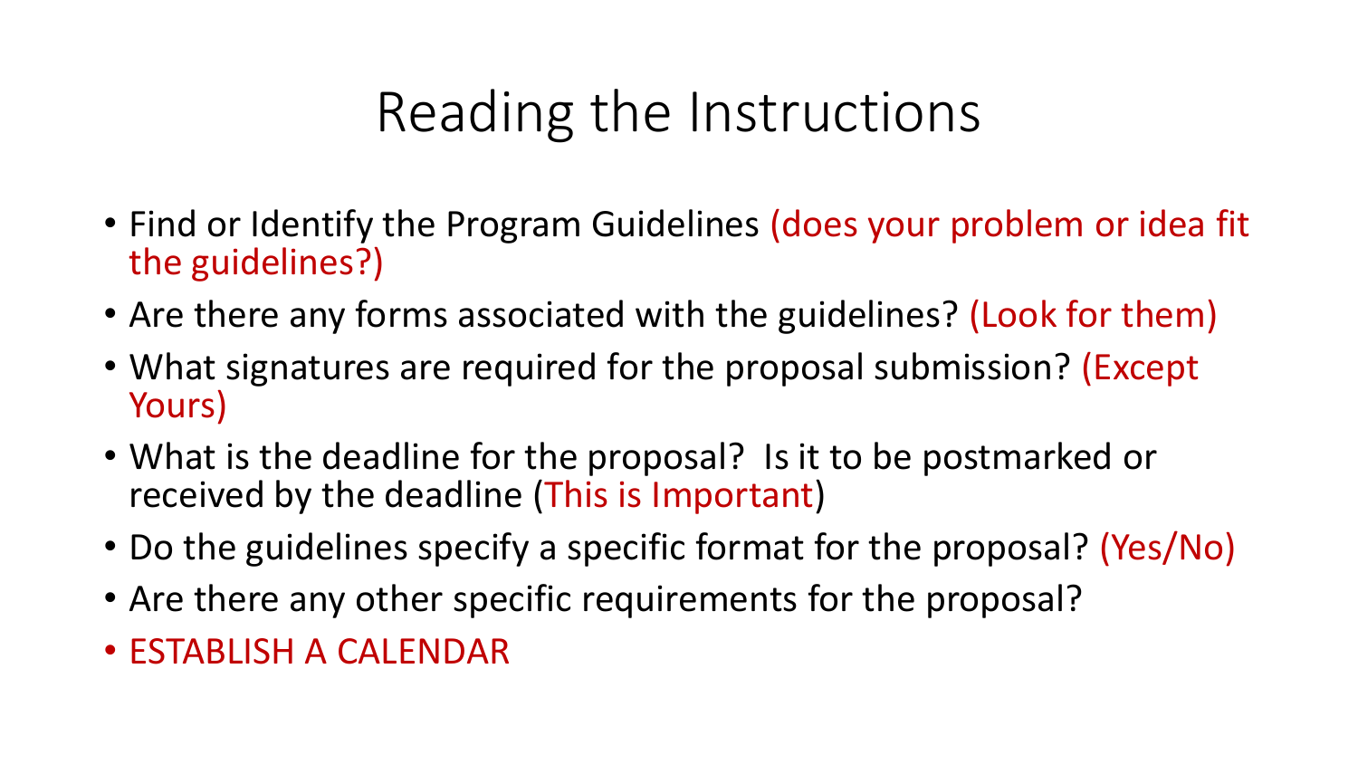# Reading the Instructions

- Find or Identify the Program Guidelines (does your problem or idea fit the guidelines?)
- Are there any forms associated with the guidelines? (Look for them)
- What signatures are required for the proposal submission? (Except Yours)
- What is the deadline for the proposal? Is it to be postmarked or received by the deadline (This is Important)
- Do the guidelines specify a specific format for the proposal? (Yes/No)
- Are there any other specific requirements for the proposal?
- ESTABLISH A CALENDAR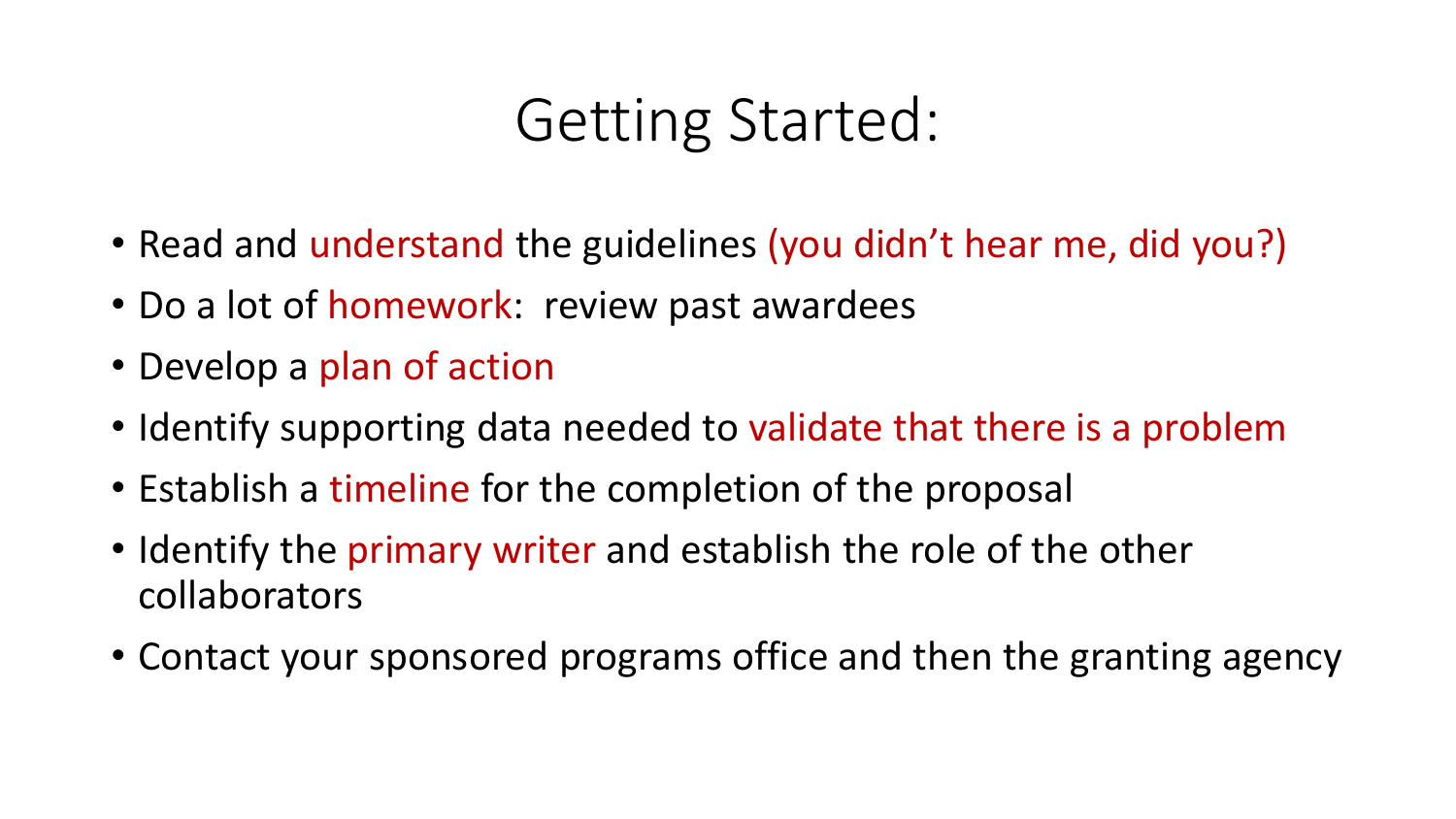# Getting Started:

- Read and understand the guidelines (you didn't hear me, did you?)
- Do a lot of homework: review past awardees
- Develop a plan of action
- Identify supporting data needed to validate that there is a problem
- Establish a timeline for the completion of the proposal
- Identify the primary writer and establish the role of the other collaborators
- Contact your sponsored programs office and then the granting agency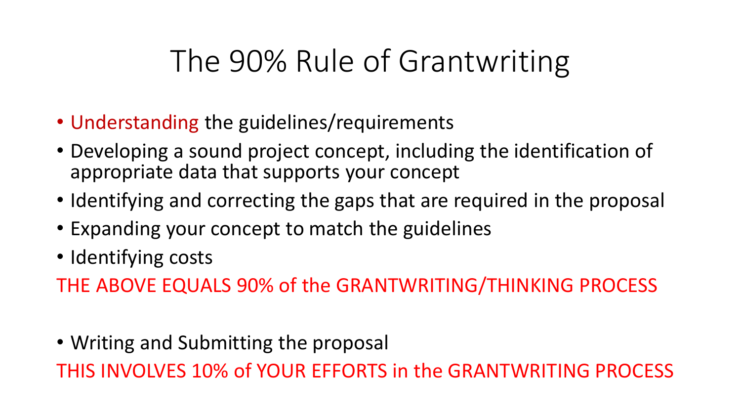# The 90% Rule of Grantwriting

- Understanding the guidelines/requirements
- Developing a sound project concept, including the identification of appropriate data that supports your concept
- Identifying and correcting the gaps that are required in the proposal
- Expanding your concept to match the guidelines
- Identifying costs

THE ABOVE EQUALS 90% of the GRANTWRITING/THINKING PROCESS

- Writing and Submitting the proposal

THIS INVOLVES 10% of YOUR EFFORTS in the GRANTWRITING PROCESS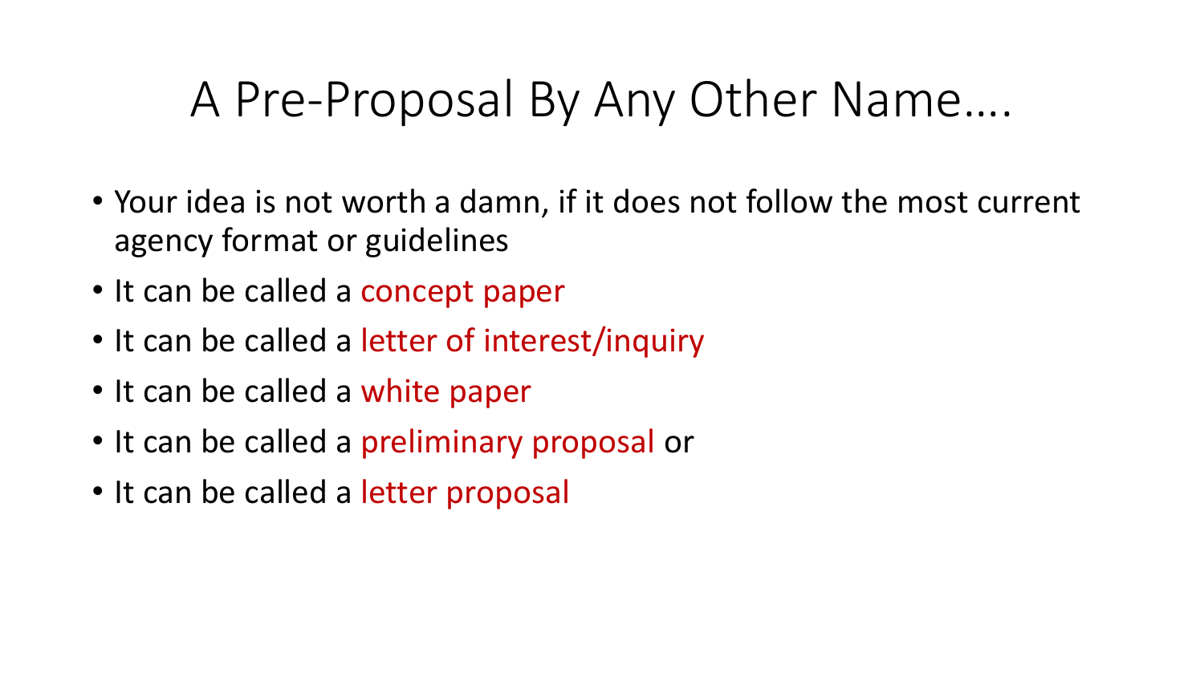# A Pre-Proposal By Any Other Name….

- Your idea is not worth a damn, if it does not follow the most current agency format or guidelines
- It can be called a concept paper
- It can be called a letter of interest/inquiry
- It can be called a white paper
- It can be called a preliminary proposal or
- It can be called a letter proposal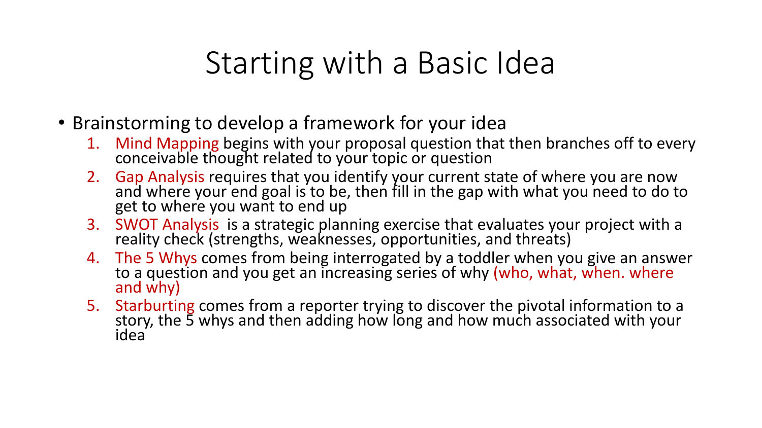# Starting with a Basic Idea

- Brainstorming to develop a framework for your idea
  1. Mind Mapping begins with your proposal question that then branches off to every conceivable thought related to your topic or question
  2. Gap Analysis requires that you identify your current state of where you are now and where your end goal is to be, then fill in the gap with what you need to do to get to where you want to end up
  3. SWOT Analysis is a strategic planning exercise that evaluates your project with a reality check (strengths, weaknesses, opportunities, and threats)
  4. The 5 Whys comes from being interrogated by a toddler when you give an answer to a question and you get an increasing series of why (who, what, when. where and why)
  5. Starburting comes from a reporter trying to discover the pivotal information to a story, the 5 whys and then adding how long and how much associated with your idea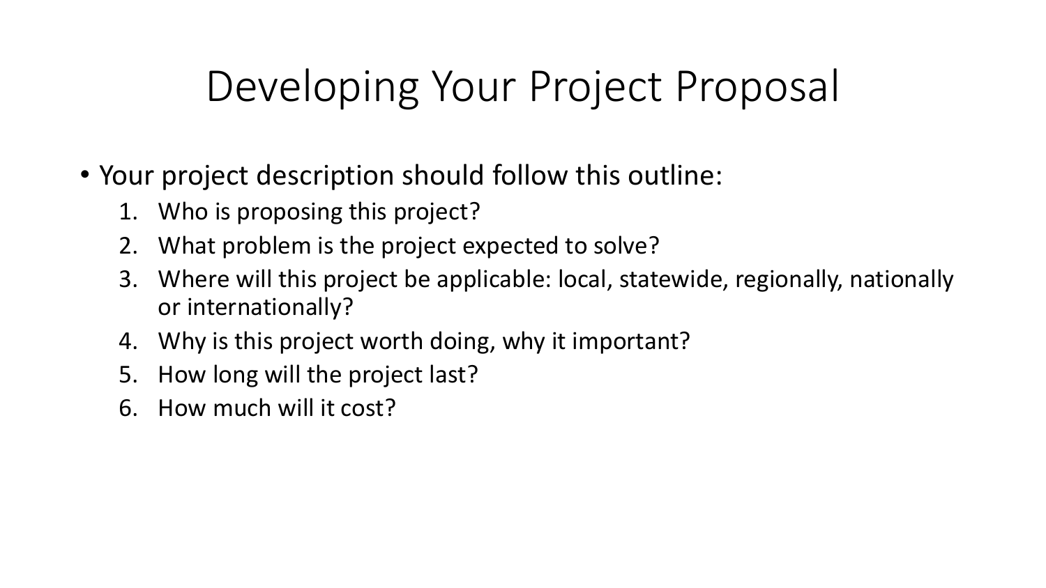# Developing Your Project Proposal

- Your project description should follow this outline:
  1. Who is proposing this project?
  2. What problem is the project expected to solve?
  3. Where will this project be applicable: local, statewide, regionally, nationally or internationally?
  4. Why is this project worth doing, why it important?
  5. How long will the project last?
  6. How much will it cost?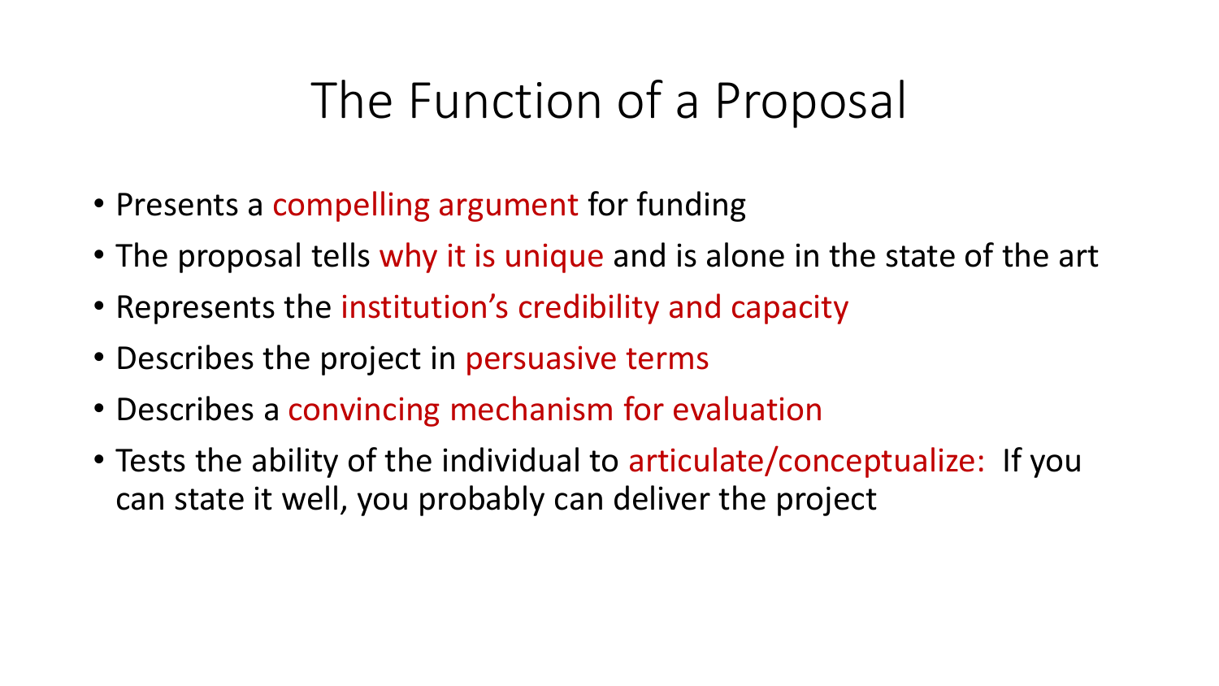# The Function of a Proposal

- Presents a compelling argument for funding
- The proposal tells why it is unique and is alone in the state of the art
- Represents the institution's credibility and capacity
- Describes the project in persuasive terms
- Describes a convincing mechanism for evaluation
- Tests the ability of the individual to articulate/conceptualize: If you can state it well, you probably can deliver the project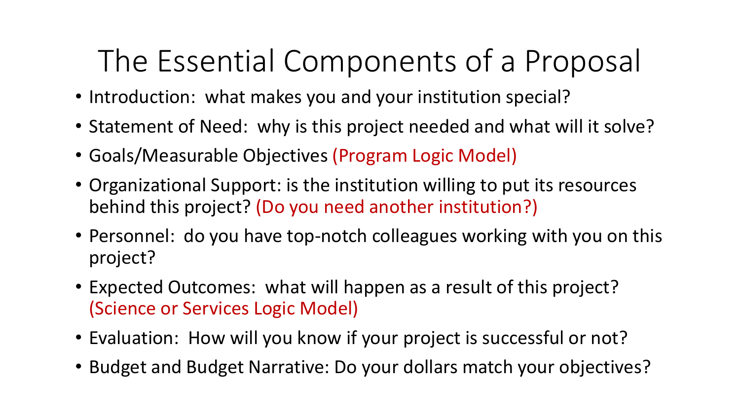# The Essential Components of a Proposal

- Introduction:  what makes you and your institution special?
- Statement of Need:  why is this project needed and what will it solve?
- Goals/Measurable Objectives (Program Logic Model)
- Organizational Support: is the institution willing to put its resources behind this project? (Do you need another institution?)
- Personnel:  do you have top-notch colleagues working with you on this project?
- Expected Outcomes:  what will happen as a result of this project? (Science or Services Logic Model)
- Evaluation:  How will you know if your project is successful or not?
- Budget and Budget Narrative: Do your dollars match your objectives?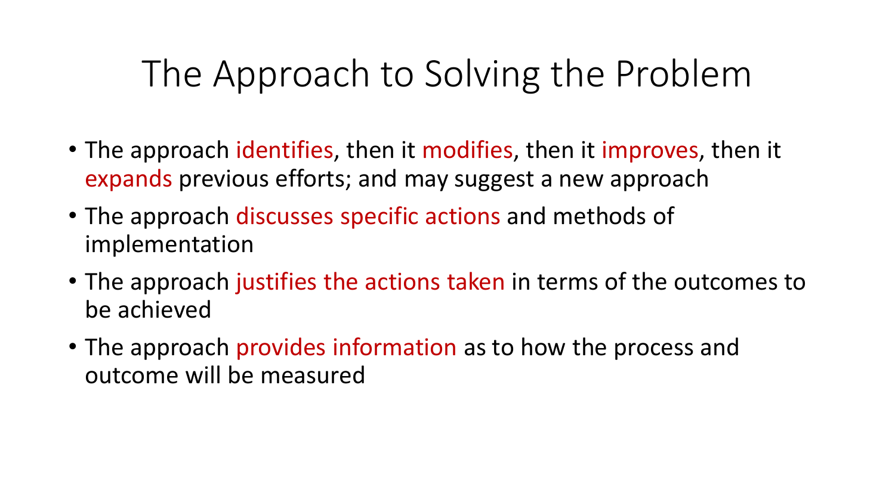# The Approach to Solving the Problem

- The approach identifies, then it modifies, then it improves, then it expands previous efforts; and may suggest a new approach
- The approach discusses specific actions and methods of implementation
- The approach justifies the actions taken in terms of the outcomes to be achieved
- The approach provides information as to how the process and outcome will be measured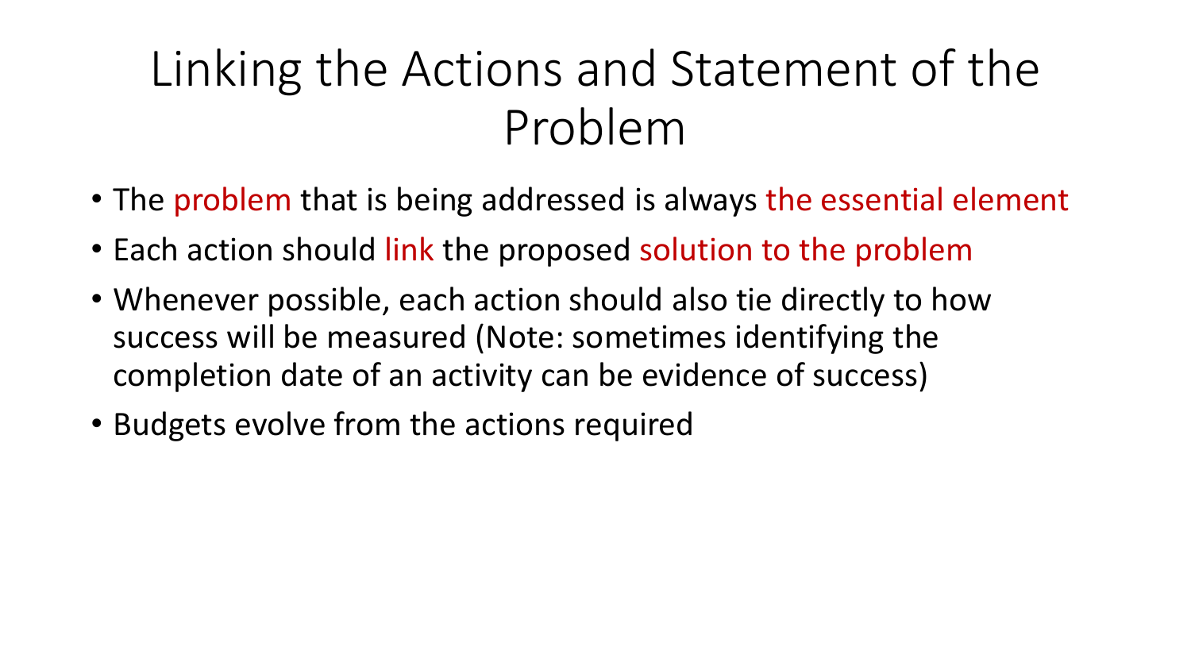# Linking the Actions and Statement of the Problem

- The problem that is being addressed is always the essential element
- Each action should link the proposed solution to the problem
- Whenever possible, each action should also tie directly to how success will be measured (Note: sometimes identifying the completion date of an activity can be evidence of success)
- Budgets evolve from the actions required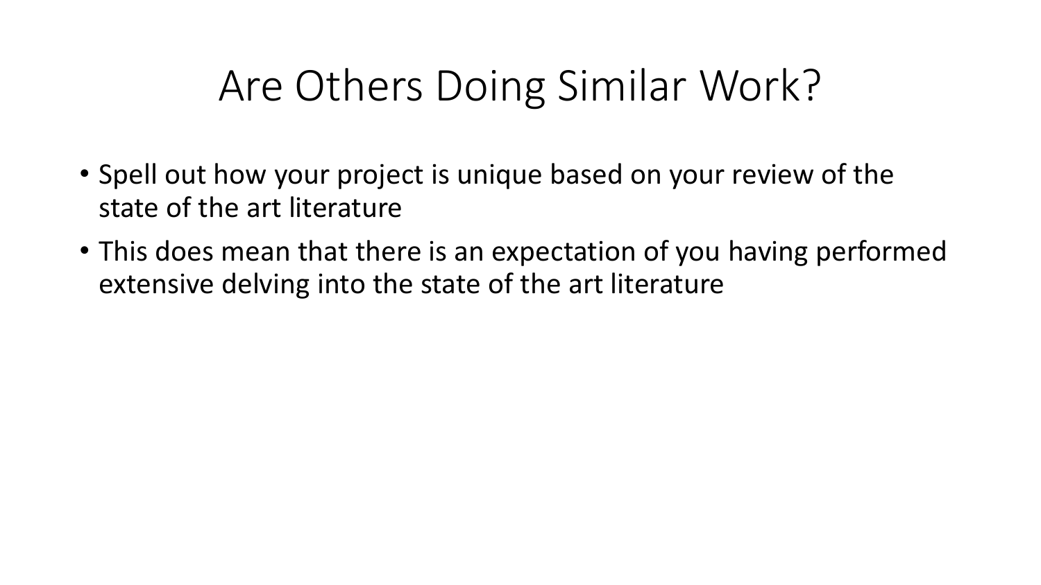# Are Others Doing Similar Work?

- Spell out how your project is unique based on your review of the state of the art literature
- This does mean that there is an expectation of you having performed extensive delving into the state of the art literature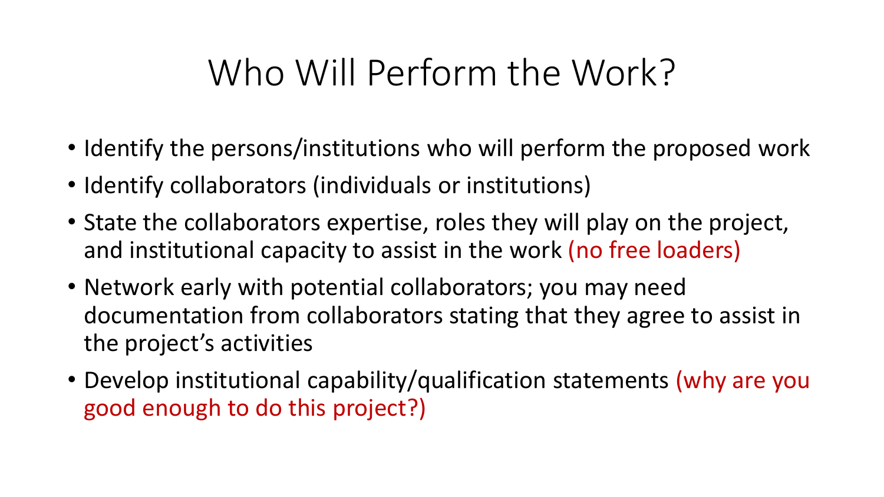# Who Will Perform the Work?

- Identify the persons/institutions who will perform the proposed work
- Identify collaborators (individuals or institutions)
- State the collaborators expertise, roles they will play on the project, and institutional capacity to assist in the work (no free loaders)
- Network early with potential collaborators; you may need documentation from collaborators stating that they agree to assist in the project's activities
- Develop institutional capability/qualification statements (why are you good enough to do this project?)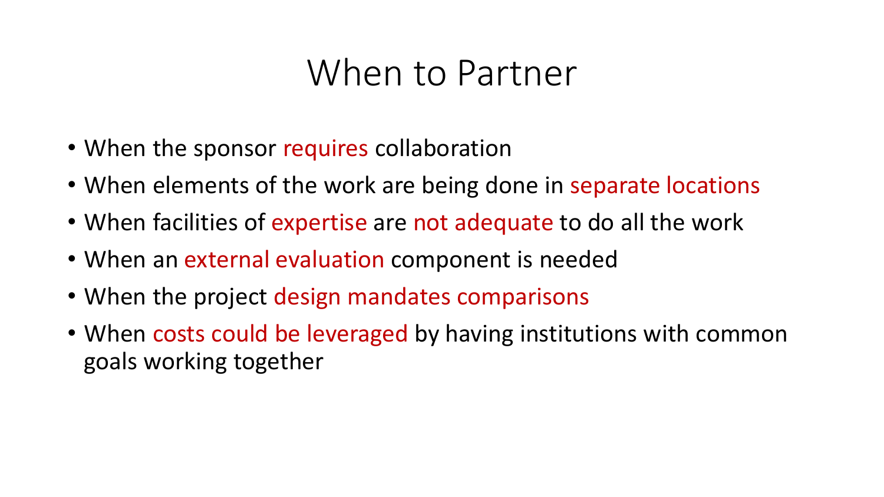# When to Partner

- When the sponsor requires collaboration
- When elements of the work are being done in separate locations
- When facilities of expertise are not adequate to do all the work
- When an external evaluation component is needed
- When the project design mandates comparisons
- When costs could be leveraged by having institutions with common goals working together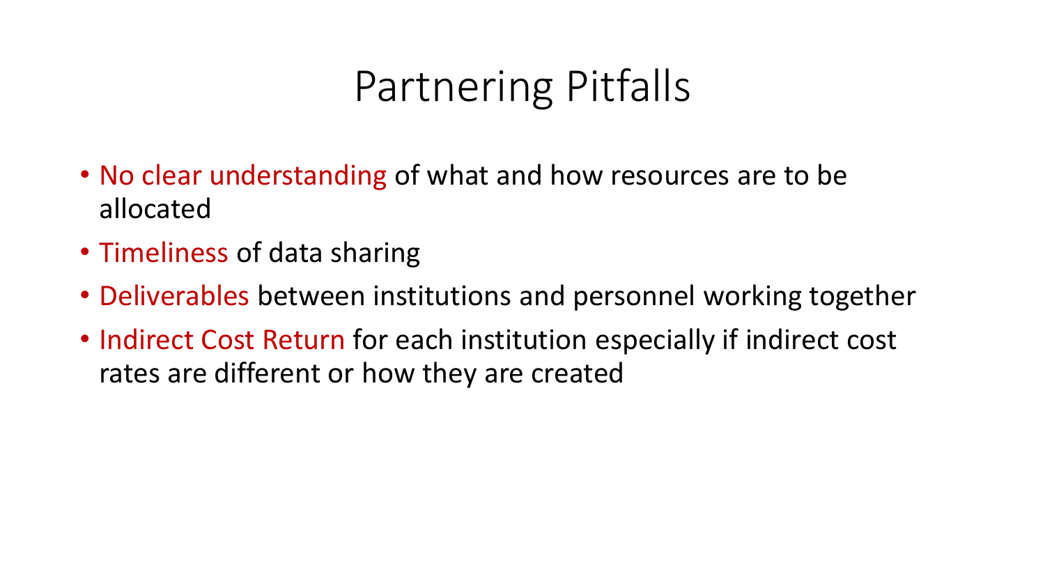# Partnering Pitfalls

- No clear understanding of what and how resources are to be allocated
- Timeliness of data sharing
- Deliverables between institutions and personnel working together
- Indirect Cost Return for each institution especially if indirect cost rates are different or how they are created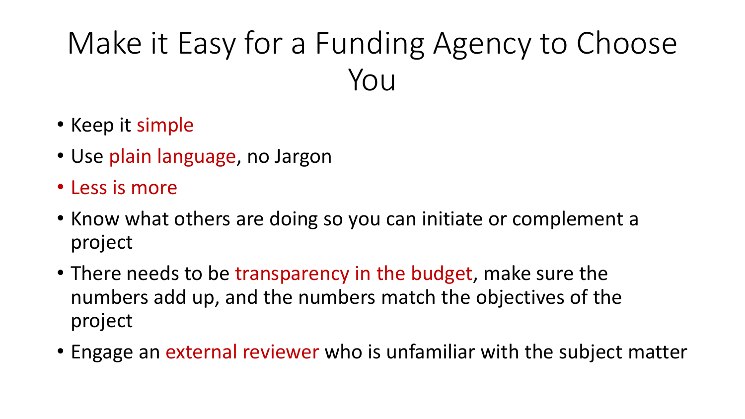# Make it Easy for a Funding Agency to Choose You

- Keep it simple
- Use plain language, no Jargon
- Less is more
- Know what others are doing so you can initiate or complement a project
- There needs to be transparency in the budget, make sure the numbers add up, and the numbers match the objectives of the project
- Engage an external reviewer who is unfamiliar with the subject matter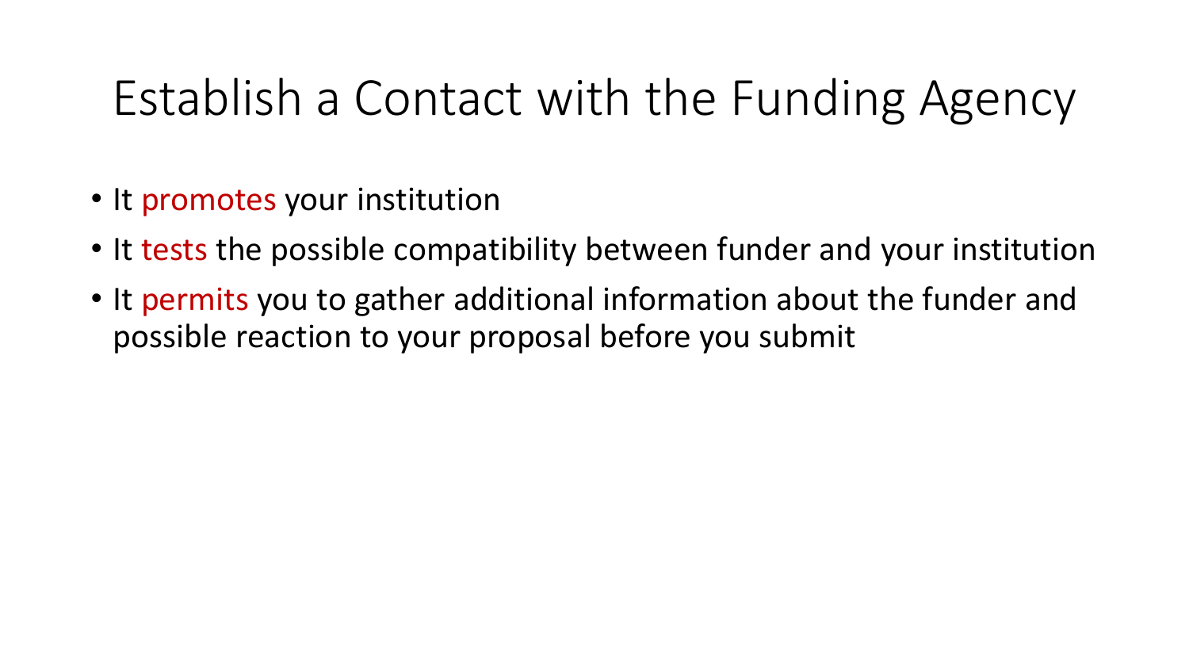# Establish a Contact with the Funding Agency

- It promotes your institution
- It tests the possible compatibility between funder and your institution
- It permits you to gather additional information about the funder and possible reaction to your proposal before you submit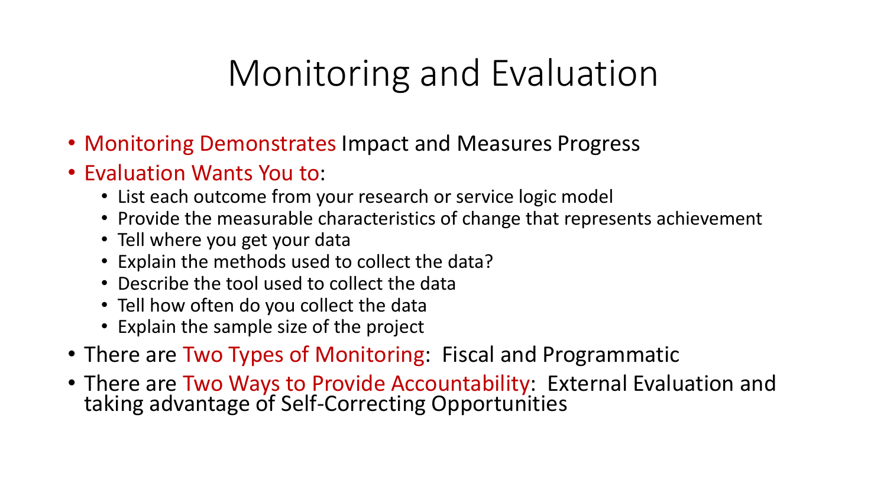# Monitoring and Evaluation

- Monitoring Demonstrates Impact and Measures Progress
- Evaluation Wants You to:
  - List each outcome from your research or service logic model
  - Provide the measurable characteristics of change that represents achievement
  - Tell where you get your data
  - Explain the methods used to collect the data?
  - Describe the tool used to collect the data
  - Tell how often do you collect the data
  - Explain the sample size of the project
- There are Two Types of Monitoring: Fiscal and Programmatic
- There are Two Ways to Provide Accountability: External Evaluation and taking advantage of Self-Correcting Opportunities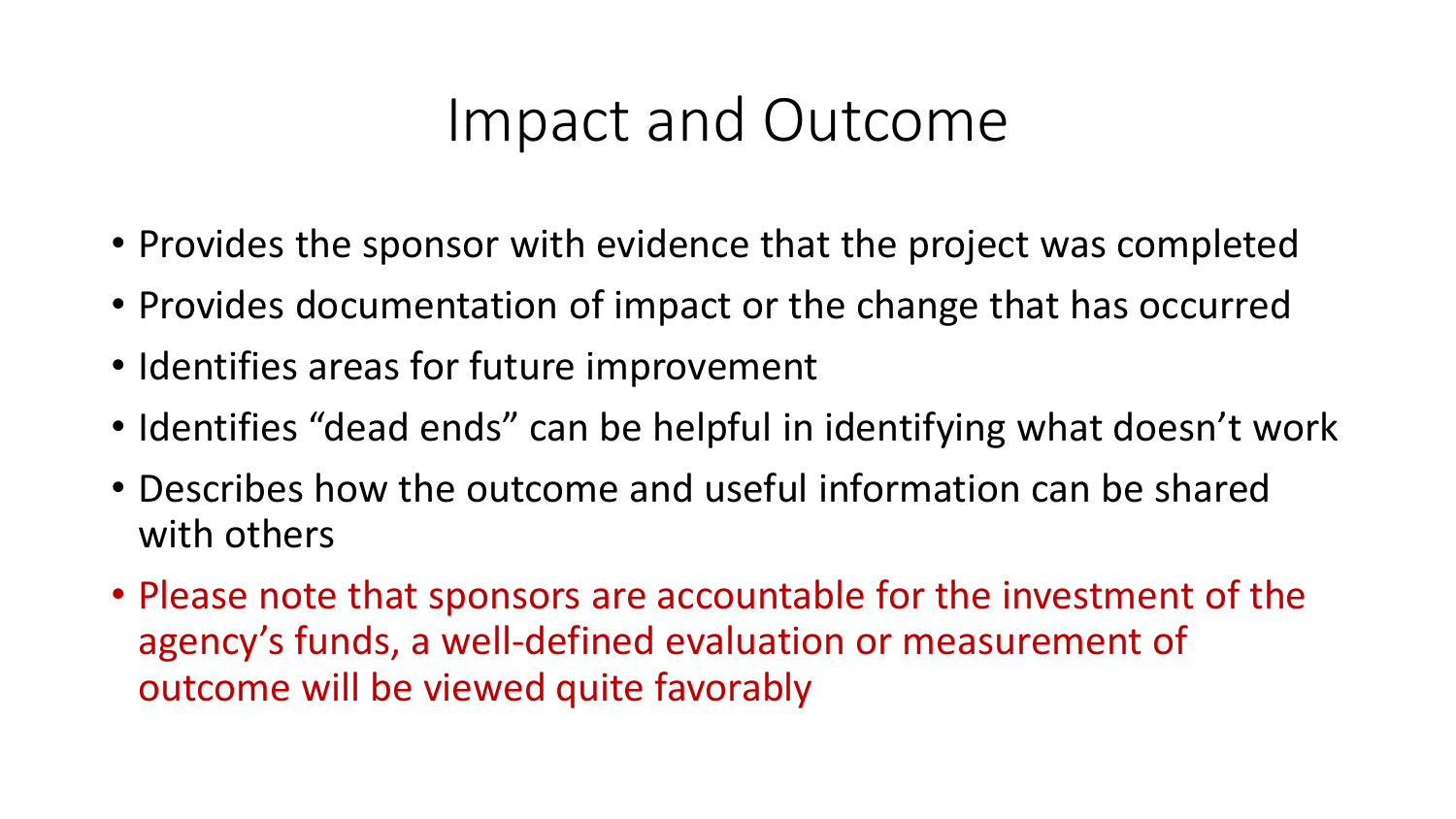# Impact and Outcome

- Provides the sponsor with evidence that the project was completed
- Provides documentation of impact or the change that has occurred
- Identifies areas for future improvement
- Identifies “dead ends” can be helpful in identifying what doesn’t work
- Describes how the outcome and useful information can be shared with others
- Please note that sponsors are accountable for the investment of the agency’s funds, a well-defined evaluation or measurement of outcome will be viewed quite favorably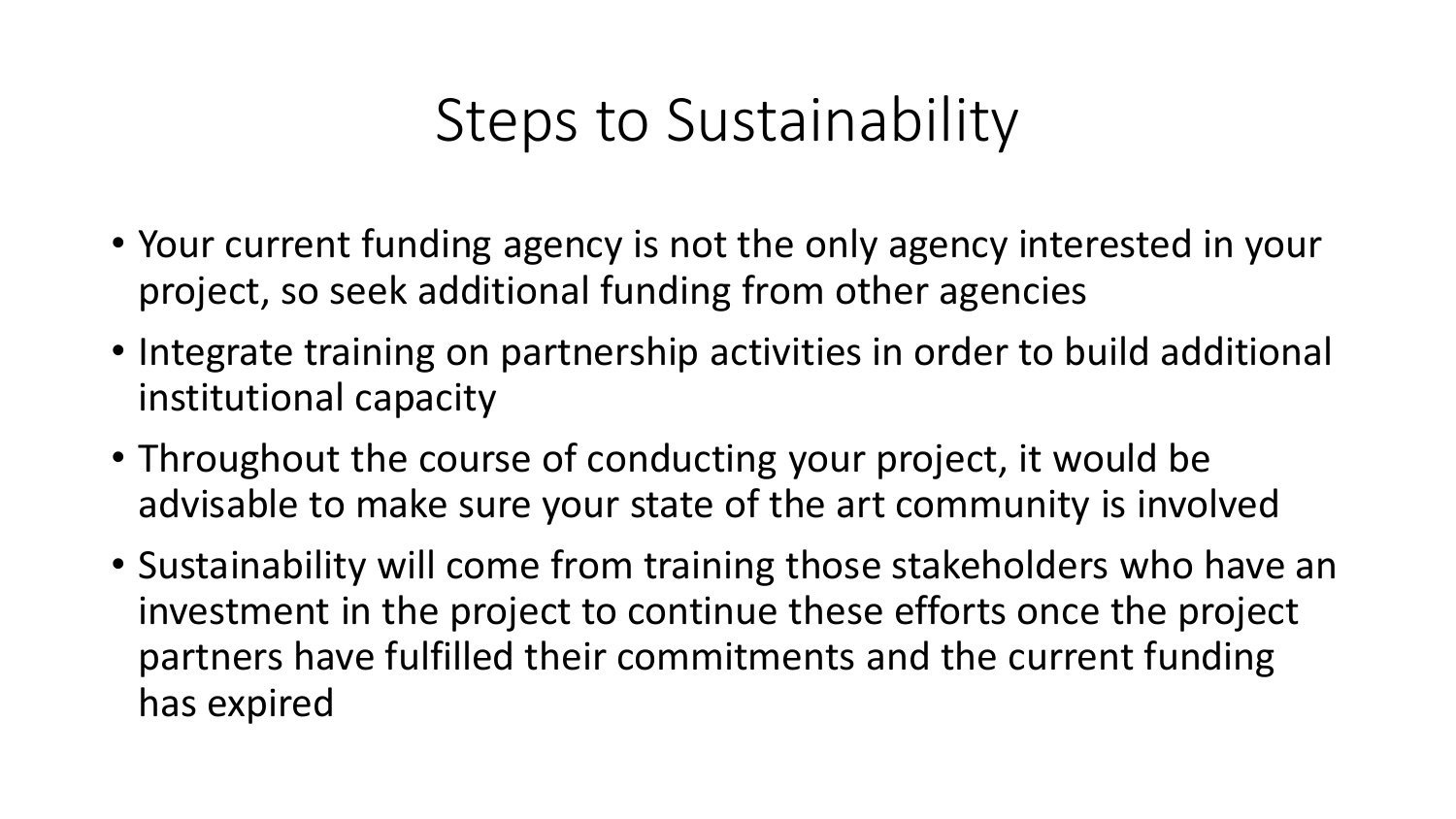# Steps to Sustainability

- Your current funding agency is not the only agency interested in your project, so seek additional funding from other agencies
- Integrate training on partnership activities in order to build additional institutional capacity
- Throughout the course of conducting your project, it would be advisable to make sure your state of the art community is involved
- Sustainability will come from training those stakeholders who have an investment in the project to continue these efforts once the project partners have fulfilled their commitments and the current funding has expired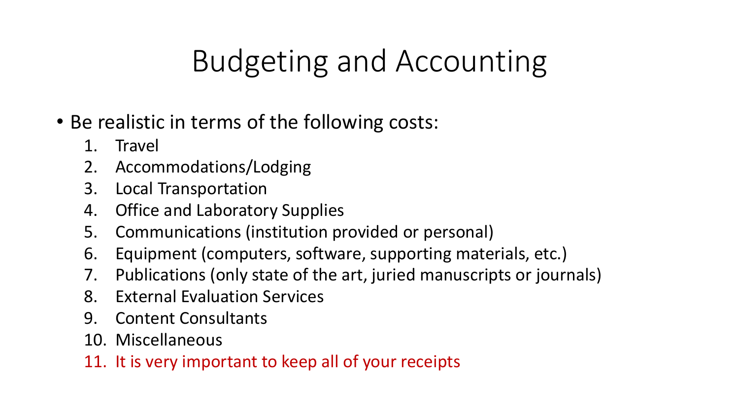# Budgeting and Accounting

- Be realistic in terms of the following costs:
  1. Travel
  2. Accommodations/Lodging
  3. Local Transportation
  4. Office and Laboratory Supplies
  5. Communications (institution provided or personal)
  6. Equipment (computers, software, supporting materials, etc.)
  7. Publications (only state of the art, juried manuscripts or journals)
  8. External Evaluation Services
  9. Content Consultants
  10. Miscellaneous
  11. It is very important to keep all of your receipts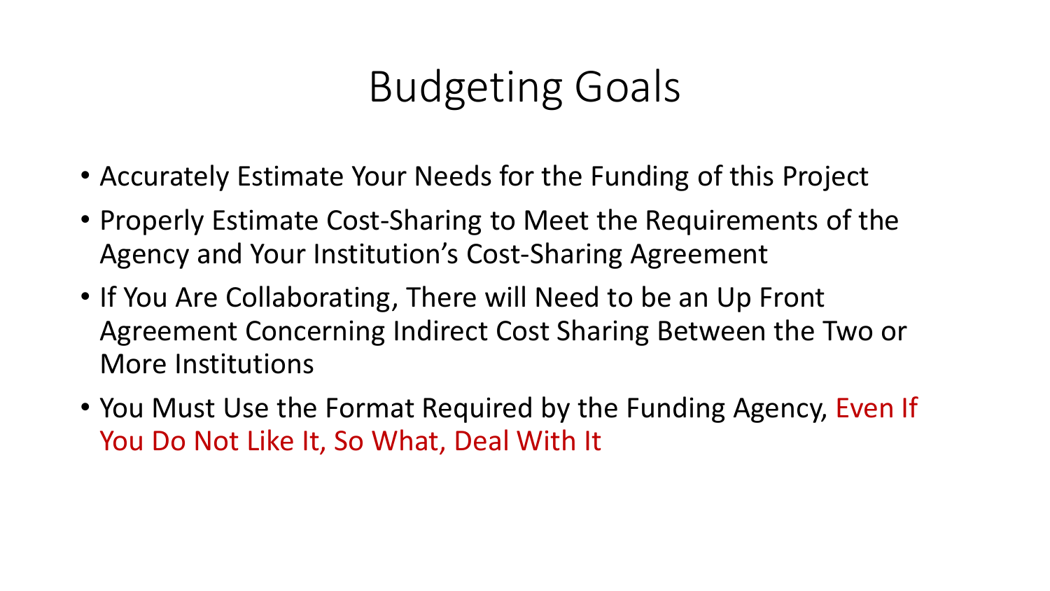# Budgeting Goals

- Accurately Estimate Your Needs for the Funding of this Project
- Properly Estimate Cost-Sharing to Meet the Requirements of the Agency and Your Institution's Cost-Sharing Agreement
- If You Are Collaborating, There will Need to be an Up Front Agreement Concerning Indirect Cost Sharing Between the Two or More Institutions
- You Must Use the Format Required by the Funding Agency, Even If You Do Not Like It, So What, Deal With It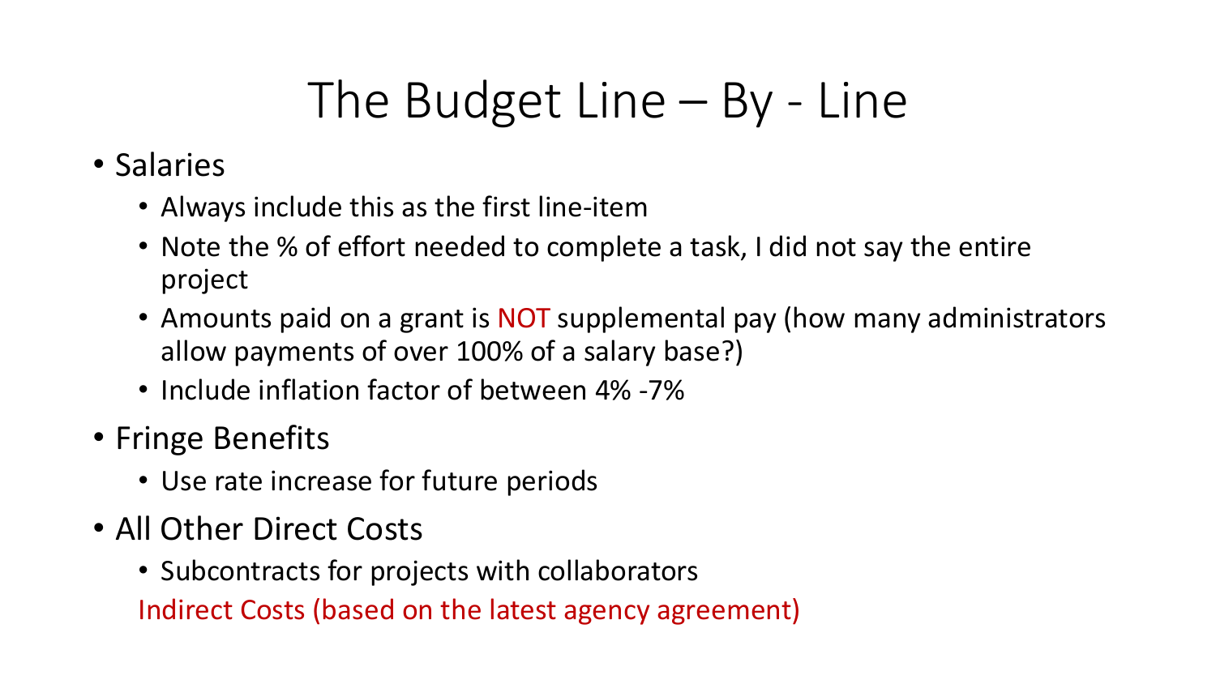# The Budget Line – By - Line

- Salaries
  - Always include this as the first line-item
  - Note the % of effort needed to complete a task, I did not say the entire project
  - Amounts paid on a grant is NOT supplemental pay (how many administrators allow payments of over 100% of a salary base?)
  - Include inflation factor of between 4% -7%
- Fringe Benefits
  - Use rate increase for future periods
- All Other Direct Costs
  - Subcontracts for projects with collaborators

Indirect Costs (based on the latest agency agreement)